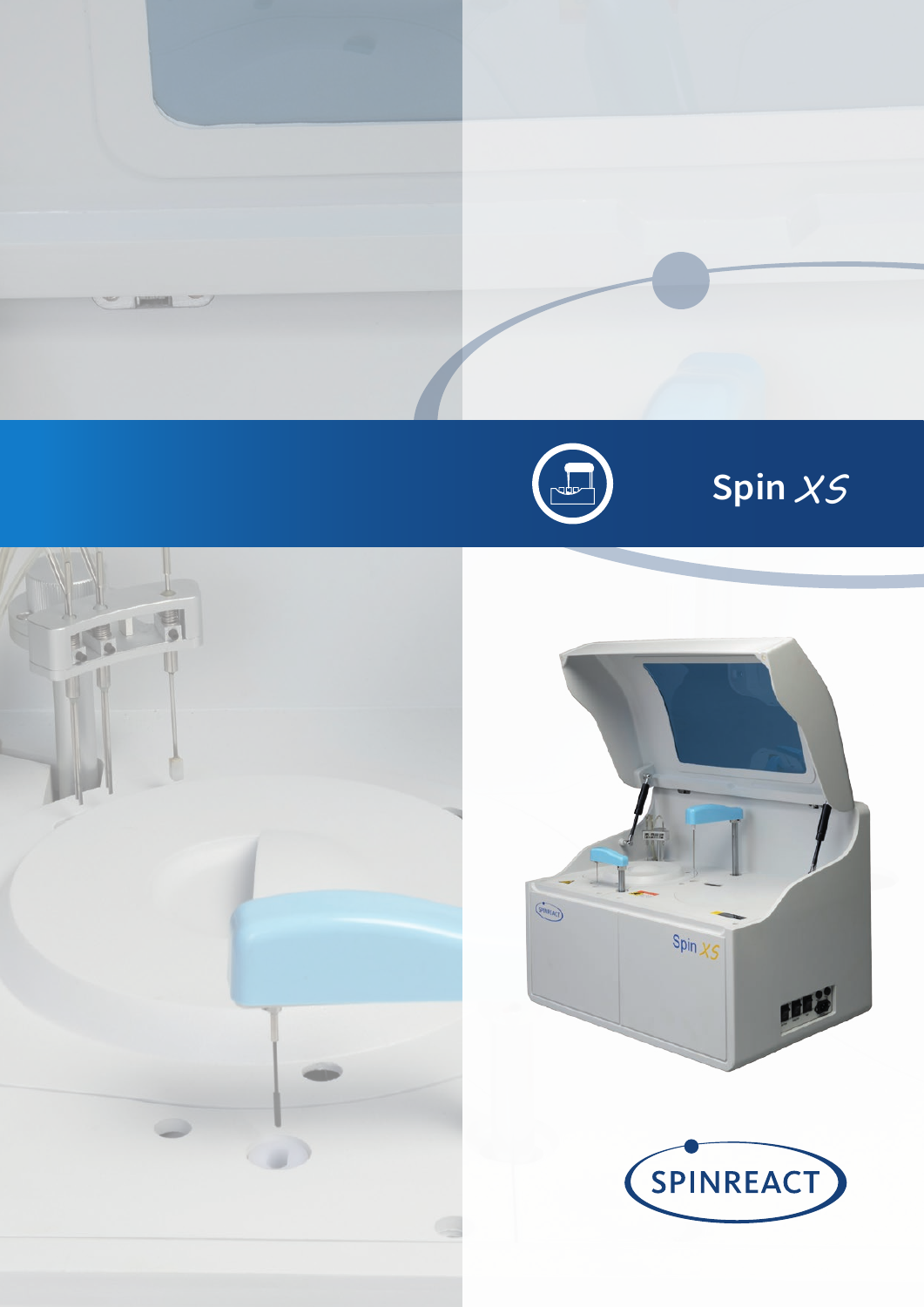# Spin XS

SPINREACT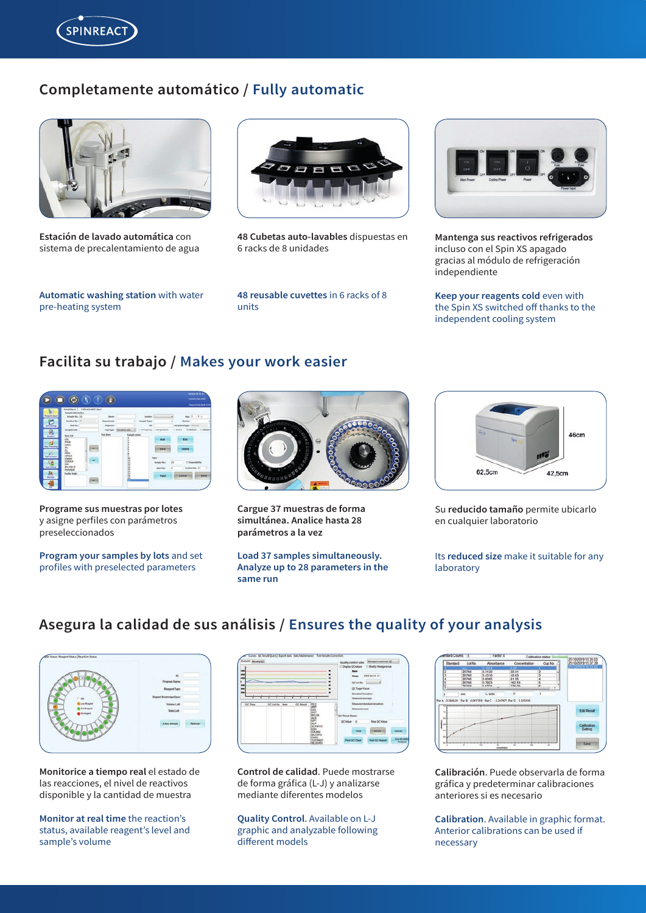## Completamente automático / Fully automatic

**Estación de lavado automática** con sistema de precalentamiento de agua

**Automatic washing station** with water pre-heating system

**48 Cubetas auto-lavables** dispuestas en 6 racks de 8 unidades

**48 reusable cuvettes** in 6 racks of 8 units

**Mantenga sus reactivos refrigerados** incluso con el Spin XS apagado gracias al módulo de refrigeración independiente

**Keep your reagents cold** even with the Spin XS switched off thanks to the independent cooling system

## Facilita su trabajo / Makes your work easier

**Programe sus muestras por lotes** y asigne perfiles con parámetros preseleccionados

**Program your samples by lots** and set profiles with preselected parameters

**Cargue 37 muestras de forma simultánea. Analice hasta 28 parámetros a la vez**

**Load 37 samples simultaneously. Analyze up to 28 parameters in the same run**

46cm

62,5cm

42,5cm

Su **reducido tamaño** permite ubicarlo en cualquier laboratorio

Its **reduced size** make it suitable for any laboratory

## Asegura la calidad de sus análisis / Ensures the quality of your analysis

**Monitorice a tiempo real** el estado de las reacciones, el nivel de reactivos disponible y la cantidad de muestra

**Monitor at real time** the reaction's status, available reagent's level and sample's volume

**Control de calidad**. Puede mostrarse de forma gráfica (L-J) y analizarse mediante diferentes modelos

**Quality Control**. Available on L-J graphic and analyzable following different models

**Calibración**. Puede observarla de forma gráfica y predeterminar calibraciones anteriores si es necesario

**Calibration**. Available in graphic format. Anterior calibrations can be used if necessary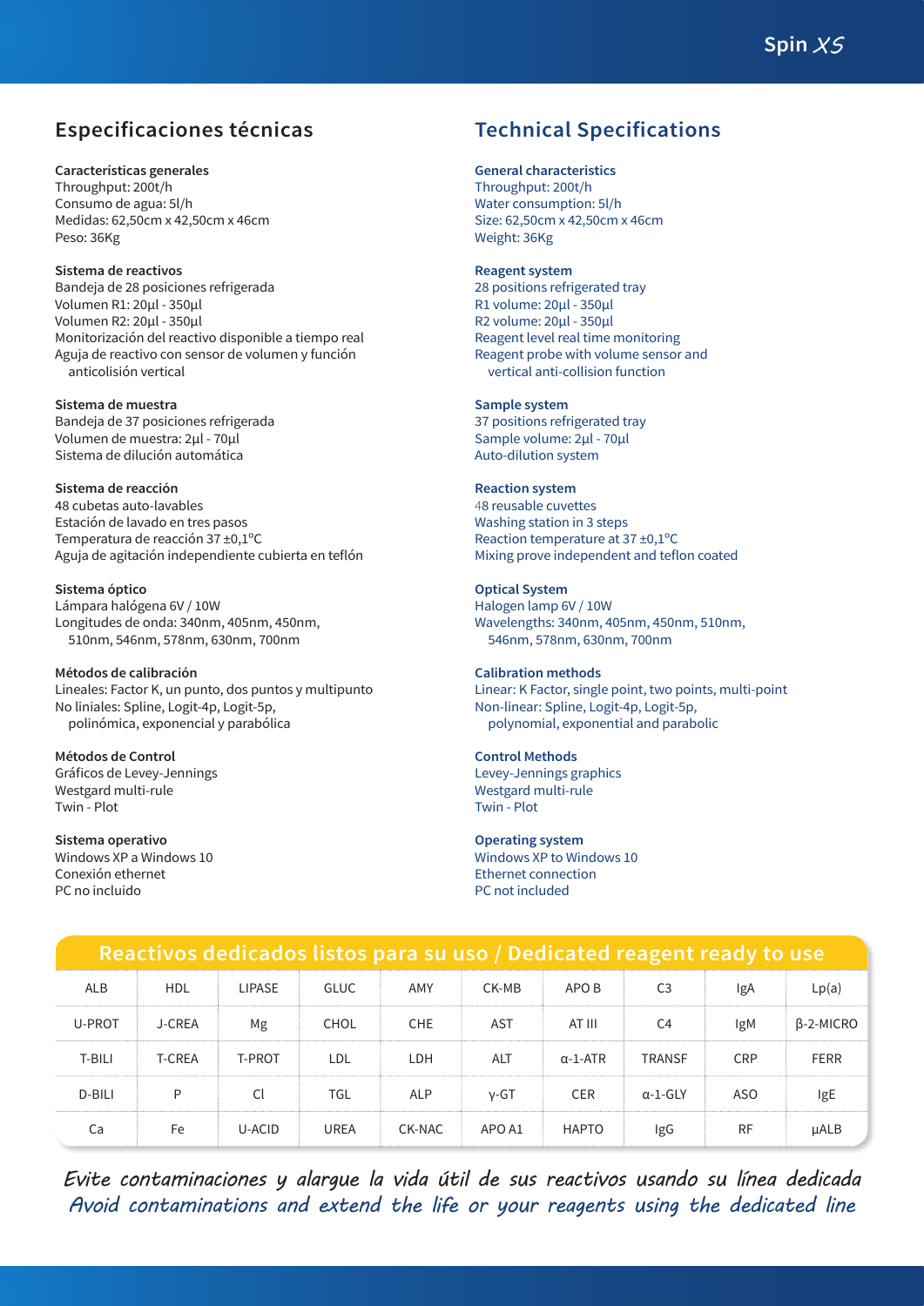## Especificaciones técnicas

**Características generales**
Throughput: 200t/h
Consumo de agua: 5l/h
Medidas: 62,50cm x 42,50cm x 46cm
Peso: 36Kg

**Sistema de reactivos**
Bandeja de 28 posiciones refrigerada
Volumen R1: 20µl - 350µl
Volumen R2: 20µl - 350µl
Monitorización del reactivo disponible a tiempo real
Aguja de reactivo con sensor de volumen y función anticolisión vertical

**Sistema de muestra**
Bandeja de 37 posiciones refrigerada
Volumen de muestra: 2µl - 70µl
Sistema de dilución automática

**Sistema de reacción**
48 cubetas auto-lavables
Estación de lavado en tres pasos
Temperatura de reacción 37 ±0,1ºC
Aguja de agitación independiente cubierta en teflón

**Sistema óptico**
Lámpara halógena 6V / 10W
Longitudes de onda: 340nm, 405nm, 450nm, 510nm, 546nm, 578nm, 630nm, 700nm

**Métodos de calibración**
Lineales: Factor K, un punto, dos puntos y multipunto
No liniales: Spline, Logit-4p, Logit-5p, polinómica, exponencial y parabólica

**Métodos de Control**
Gráficos de Levey-Jennings
Westgard multi-rule
Twin - Plot

**Sistema operativo**
Windows XP a Windows 10
Conexión ethernet
PC no incluido

## Technical Specifications

**General characteristics**
Throughput: 200t/h
Water consumption: 5l/h
Size: 62,50cm x 42,50cm x 46cm
Weight: 36Kg

**Reagent system**
28 positions refrigerated tray
R1 volume: 20µl - 350µl
R2 volume: 20µl - 350µl
Reagent level real time monitoring
Reagent probe with volume sensor and vertical anti-collision function

**Sample system**
37 positions refrigerated tray
Sample volume: 2µl - 70µl
Auto-dilution system

**Reaction system**
48 reusable cuvettes
Washing station in 3 steps
Reaction temperature at 37 ±0,1ºC
Mixing prove independent and teflon coated

**Optical System**
Halogen lamp 6V / 10W
Wavelengths: 340nm, 405nm, 450nm, 510nm, 546nm, 578nm, 630nm, 700nm

**Calibration methods**
Linear: K Factor, single point, two points, multi-point
Non-linear: Spline, Logit-4p, Logit-5p, polynomial, exponential and parabolic

**Control Methods**
Levey-Jennings graphics
Westgard multi-rule
Twin - Plot

**Operating system**
Windows XP to Windows 10
Ethernet connection
PC not included

## Reactivos dedicados listos para su uso / Dedicated reagent ready to use

| | | | | | | | | | |
|---|---|---|---|---|---|---|---|---|---|
| ALB | HDL | LIPASE | GLUC | AMY | CK-MB | APO B | C3 | IgA | Lp(a) |
| U-PROT | J-CREA | Mg | CHOL | CHE | AST | AT III | C4 | IgM | β-2-MICRO |
| T-BILI | T-CREA | T-PROT | LDL | LDH | ALT | α-1-ATR | TRANSF | CRP | FERR |
| D-BILI | P | Cl | TGL | ALP | γ-GT | CER | α-1-GLY | ASO | IgE |
| Ca | Fe | U-ACID | UREA | CK-NAC | APO A1 | HAPTO | IgG | RF | µALB |

*Evite contaminaciones y alargue la vida útil de sus reactivos usando su línea dedicada*
*Avoid contaminations and extend the life or your reagents using the dedicated line*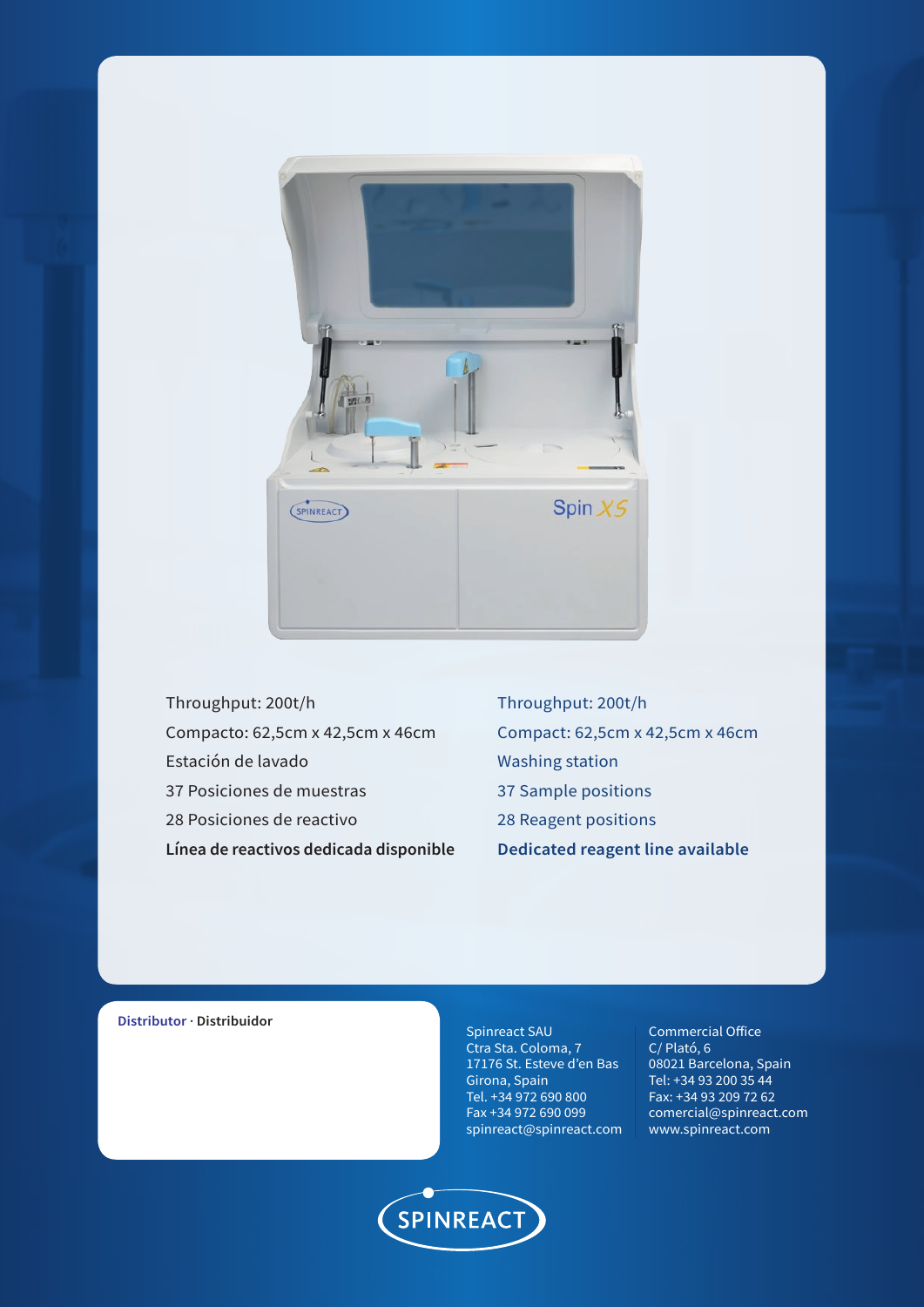Throughput: 200t/h
Compacto: 62,5cm x 42,5cm x 46cm
Estación de lavado
37 Posiciones de muestras
28 Posiciones de reactivo
**Línea de reactivos dedicada disponible**

Throughput: 200t/h
Compact: 62,5cm x 42,5cm x 46cm
Washing station
37 Sample positions
28 Reagent positions
**Dedicated reagent line available**

**Distributor · Distribuidor**

Spinreact SAU
Ctra Sta. Coloma, 7
17176 St. Esteve d'en Bas
Girona, Spain
Tel. +34 972 690 800
Fax +34 972 690 099
spinreact@spinreact.com

Commercial Office
C/ Plató, 6
08021 Barcelona, Spain
Tel: +34 93 200 35 44
Fax: +34 93 209 72 62
comercial@spinreact.com
www.spinreact.com

SPINREACT